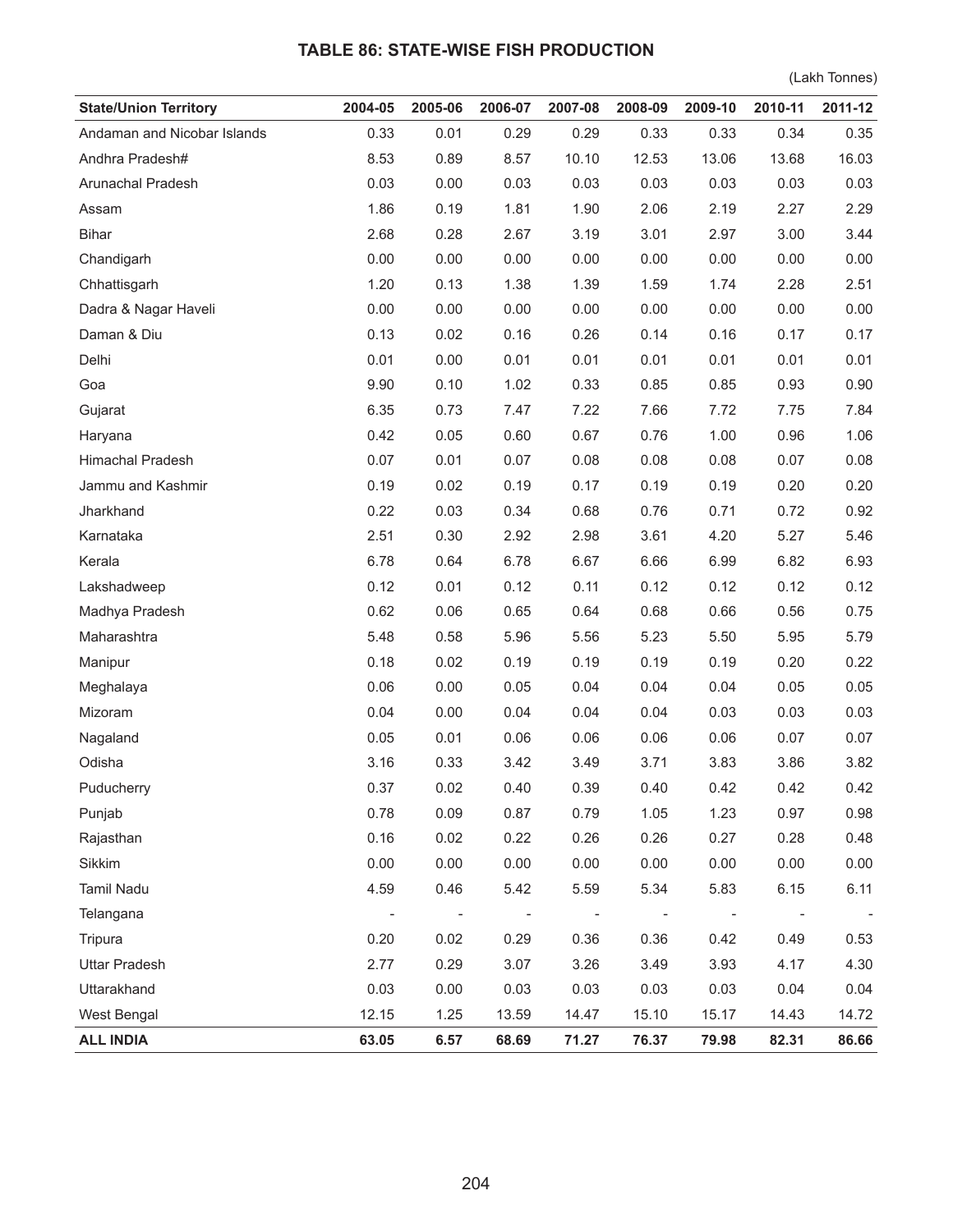# TABLE 86: STATE-WISE FISH PRODUCTION

(Lakh Tonnes)

| State/Union Territory | 2004-05 | 2005-06 | 2006-07 | 2007-08 | 2008-09 | 2009-10 | 2010-11 | 2011-12 |
|---|---|---|---|---|---|---|---|---|
| Andaman and Nicobar Islands | 0.33 | 0.01 | 0.29 | 0.29 | 0.33 | 0.33 | 0.34 | 0.35 |
| Andhra Pradesh# | 8.53 | 0.89 | 8.57 | 10.10 | 12.53 | 13.06 | 13.68 | 16.03 |
| Arunachal Pradesh | 0.03 | 0.00 | 0.03 | 0.03 | 0.03 | 0.03 | 0.03 | 0.03 |
| Assam | 1.86 | 0.19 | 1.81 | 1.90 | 2.06 | 2.19 | 2.27 | 2.29 |
| Bihar | 2.68 | 0.28 | 2.67 | 3.19 | 3.01 | 2.97 | 3.00 | 3.44 |
| Chandigarh | 0.00 | 0.00 | 0.00 | 0.00 | 0.00 | 0.00 | 0.00 | 0.00 |
| Chhattisgarh | 1.20 | 0.13 | 1.38 | 1.39 | 1.59 | 1.74 | 2.28 | 2.51 |
| Dadra & Nagar Haveli | 0.00 | 0.00 | 0.00 | 0.00 | 0.00 | 0.00 | 0.00 | 0.00 |
| Daman & Diu | 0.13 | 0.02 | 0.16 | 0.26 | 0.14 | 0.16 | 0.17 | 0.17 |
| Delhi | 0.01 | 0.00 | 0.01 | 0.01 | 0.01 | 0.01 | 0.01 | 0.01 |
| Goa | 9.90 | 0.10 | 1.02 | 0.33 | 0.85 | 0.85 | 0.93 | 0.90 |
| Gujarat | 6.35 | 0.73 | 7.47 | 7.22 | 7.66 | 7.72 | 7.75 | 7.84 |
| Haryana | 0.42 | 0.05 | 0.60 | 0.67 | 0.76 | 1.00 | 0.96 | 1.06 |
| Himachal Pradesh | 0.07 | 0.01 | 0.07 | 0.08 | 0.08 | 0.08 | 0.07 | 0.08 |
| Jammu and Kashmir | 0.19 | 0.02 | 0.19 | 0.17 | 0.19 | 0.19 | 0.20 | 0.20 |
| Jharkhand | 0.22 | 0.03 | 0.34 | 0.68 | 0.76 | 0.71 | 0.72 | 0.92 |
| Karnataka | 2.51 | 0.30 | 2.92 | 2.98 | 3.61 | 4.20 | 5.27 | 5.46 |
| Kerala | 6.78 | 0.64 | 6.78 | 6.67 | 6.66 | 6.99 | 6.82 | 6.93 |
| Lakshadweep | 0.12 | 0.01 | 0.12 | 0.11 | 0.12 | 0.12 | 0.12 | 0.12 |
| Madhya Pradesh | 0.62 | 0.06 | 0.65 | 0.64 | 0.68 | 0.66 | 0.56 | 0.75 |
| Maharashtra | 5.48 | 0.58 | 5.96 | 5.56 | 5.23 | 5.50 | 5.95 | 5.79 |
| Manipur | 0.18 | 0.02 | 0.19 | 0.19 | 0.19 | 0.19 | 0.20 | 0.22 |
| Meghalaya | 0.06 | 0.00 | 0.05 | 0.04 | 0.04 | 0.04 | 0.05 | 0.05 |
| Mizoram | 0.04 | 0.00 | 0.04 | 0.04 | 0.04 | 0.03 | 0.03 | 0.03 |
| Nagaland | 0.05 | 0.01 | 0.06 | 0.06 | 0.06 | 0.06 | 0.07 | 0.07 |
| Odisha | 3.16 | 0.33 | 3.42 | 3.49 | 3.71 | 3.83 | 3.86 | 3.82 |
| Puducherry | 0.37 | 0.02 | 0.40 | 0.39 | 0.40 | 0.42 | 0.42 | 0.42 |
| Punjab | 0.78 | 0.09 | 0.87 | 0.79 | 1.05 | 1.23 | 0.97 | 0.98 |
| Rajasthan | 0.16 | 0.02 | 0.22 | 0.26 | 0.26 | 0.27 | 0.28 | 0.48 |
| Sikkim | 0.00 | 0.00 | 0.00 | 0.00 | 0.00 | 0.00 | 0.00 | 0.00 |
| Tamil Nadu | 4.59 | 0.46 | 5.42 | 5.59 | 5.34 | 5.83 | 6.15 | 6.11 |
| Telangana | - | - | - | - | - | - | - | - |
| Tripura | 0.20 | 0.02 | 0.29 | 0.36 | 0.36 | 0.42 | 0.49 | 0.53 |
| Uttar Pradesh | 2.77 | 0.29 | 3.07 | 3.26 | 3.49 | 3.93 | 4.17 | 4.30 |
| Uttarakhand | 0.03 | 0.00 | 0.03 | 0.03 | 0.03 | 0.03 | 0.04 | 0.04 |
| West Bengal | 12.15 | 1.25 | 13.59 | 14.47 | 15.10 | 15.17 | 14.43 | 14.72 |
| **ALL INDIA** | **63.05** | **6.57** | **68.69** | **71.27** | **76.37** | **79.98** | **82.31** | **86.66** |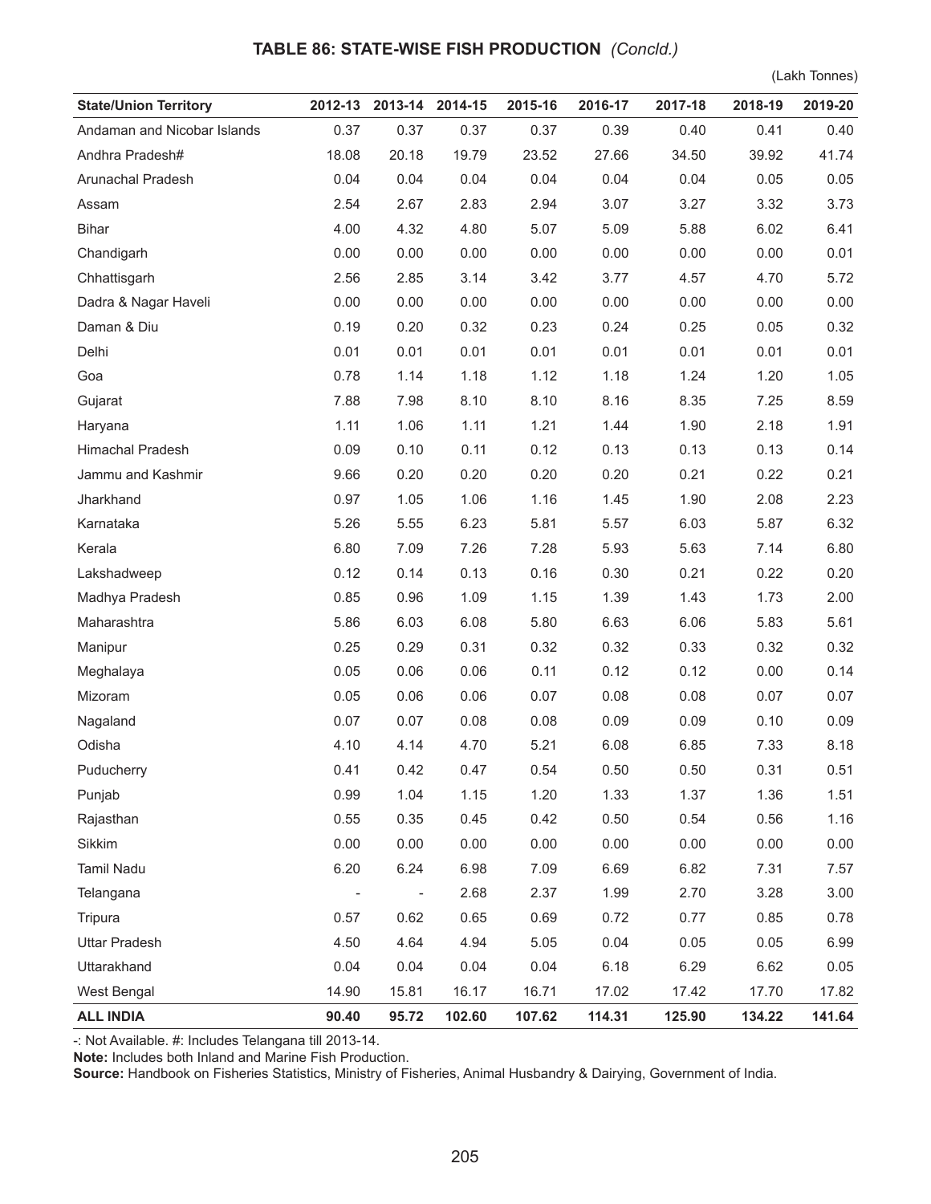## TABLE 86: STATE-WISE FISH PRODUCTION *(Concld.)*

(Lakh Tonnes)

| State/Union Territory | 2012-13 | 2013-14 | 2014-15 | 2015-16 | 2016-17 | 2017-18 | 2018-19 | 2019-20 |
|---|---|---|---|---|---|---|---|---|
| Andaman and Nicobar Islands | 0.37 | 0.37 | 0.37 | 0.37 | 0.39 | 0.40 | 0.41 | 0.40 |
| Andhra Pradesh# | 18.08 | 20.18 | 19.79 | 23.52 | 27.66 | 34.50 | 39.92 | 41.74 |
| Arunachal Pradesh | 0.04 | 0.04 | 0.04 | 0.04 | 0.04 | 0.04 | 0.05 | 0.05 |
| Assam | 2.54 | 2.67 | 2.83 | 2.94 | 3.07 | 3.27 | 3.32 | 3.73 |
| Bihar | 4.00 | 4.32 | 4.80 | 5.07 | 5.09 | 5.88 | 6.02 | 6.41 |
| Chandigarh | 0.00 | 0.00 | 0.00 | 0.00 | 0.00 | 0.00 | 0.00 | 0.01 |
| Chhattisgarh | 2.56 | 2.85 | 3.14 | 3.42 | 3.77 | 4.57 | 4.70 | 5.72 |
| Dadra & Nagar Haveli | 0.00 | 0.00 | 0.00 | 0.00 | 0.00 | 0.00 | 0.00 | 0.00 |
| Daman & Diu | 0.19 | 0.20 | 0.32 | 0.23 | 0.24 | 0.25 | 0.05 | 0.32 |
| Delhi | 0.01 | 0.01 | 0.01 | 0.01 | 0.01 | 0.01 | 0.01 | 0.01 |
| Goa | 0.78 | 1.14 | 1.18 | 1.12 | 1.18 | 1.24 | 1.20 | 1.05 |
| Gujarat | 7.88 | 7.98 | 8.10 | 8.10 | 8.16 | 8.35 | 7.25 | 8.59 |
| Haryana | 1.11 | 1.06 | 1.11 | 1.21 | 1.44 | 1.90 | 2.18 | 1.91 |
| Himachal Pradesh | 0.09 | 0.10 | 0.11 | 0.12 | 0.13 | 0.13 | 0.13 | 0.14 |
| Jammu and Kashmir | 9.66 | 0.20 | 0.20 | 0.20 | 0.20 | 0.21 | 0.22 | 0.21 |
| Jharkhand | 0.97 | 1.05 | 1.06 | 1.16 | 1.45 | 1.90 | 2.08 | 2.23 |
| Karnataka | 5.26 | 5.55 | 6.23 | 5.81 | 5.57 | 6.03 | 5.87 | 6.32 |
| Kerala | 6.80 | 7.09 | 7.26 | 7.28 | 5.93 | 5.63 | 7.14 | 6.80 |
| Lakshadweep | 0.12 | 0.14 | 0.13 | 0.16 | 0.30 | 0.21 | 0.22 | 0.20 |
| Madhya Pradesh | 0.85 | 0.96 | 1.09 | 1.15 | 1.39 | 1.43 | 1.73 | 2.00 |
| Maharashtra | 5.86 | 6.03 | 6.08 | 5.80 | 6.63 | 6.06 | 5.83 | 5.61 |
| Manipur | 0.25 | 0.29 | 0.31 | 0.32 | 0.32 | 0.33 | 0.32 | 0.32 |
| Meghalaya | 0.05 | 0.06 | 0.06 | 0.11 | 0.12 | 0.12 | 0.00 | 0.14 |
| Mizoram | 0.05 | 0.06 | 0.06 | 0.07 | 0.08 | 0.08 | 0.07 | 0.07 |
| Nagaland | 0.07 | 0.07 | 0.08 | 0.08 | 0.09 | 0.09 | 0.10 | 0.09 |
| Odisha | 4.10 | 4.14 | 4.70 | 5.21 | 6.08 | 6.85 | 7.33 | 8.18 |
| Puducherry | 0.41 | 0.42 | 0.47 | 0.54 | 0.50 | 0.50 | 0.31 | 0.51 |
| Punjab | 0.99 | 1.04 | 1.15 | 1.20 | 1.33 | 1.37 | 1.36 | 1.51 |
| Rajasthan | 0.55 | 0.35 | 0.45 | 0.42 | 0.50 | 0.54 | 0.56 | 1.16 |
| Sikkim | 0.00 | 0.00 | 0.00 | 0.00 | 0.00 | 0.00 | 0.00 | 0.00 |
| Tamil Nadu | 6.20 | 6.24 | 6.98 | 7.09 | 6.69 | 6.82 | 7.31 | 7.57 |
| Telangana | - | - | 2.68 | 2.37 | 1.99 | 2.70 | 3.28 | 3.00 |
| Tripura | 0.57 | 0.62 | 0.65 | 0.69 | 0.72 | 0.77 | 0.85 | 0.78 |
| Uttar Pradesh | 4.50 | 4.64 | 4.94 | 5.05 | 0.04 | 0.05 | 0.05 | 6.99 |
| Uttarakhand | 0.04 | 0.04 | 0.04 | 0.04 | 6.18 | 6.29 | 6.62 | 0.05 |
| West Bengal | 14.90 | 15.81 | 16.17 | 16.71 | 17.02 | 17.42 | 17.70 | 17.82 |
| **ALL INDIA** | **90.40** | **95.72** | **102.60** | **107.62** | **114.31** | **125.90** | **134.22** | **141.64** |

-: Not Available. #: Includes Telangana till 2013-14.

**Note:** Includes both Inland and Marine Fish Production.

**Source:** Handbook on Fisheries Statistics, Ministry of Fisheries, Animal Husbandry & Dairying, Government of India.